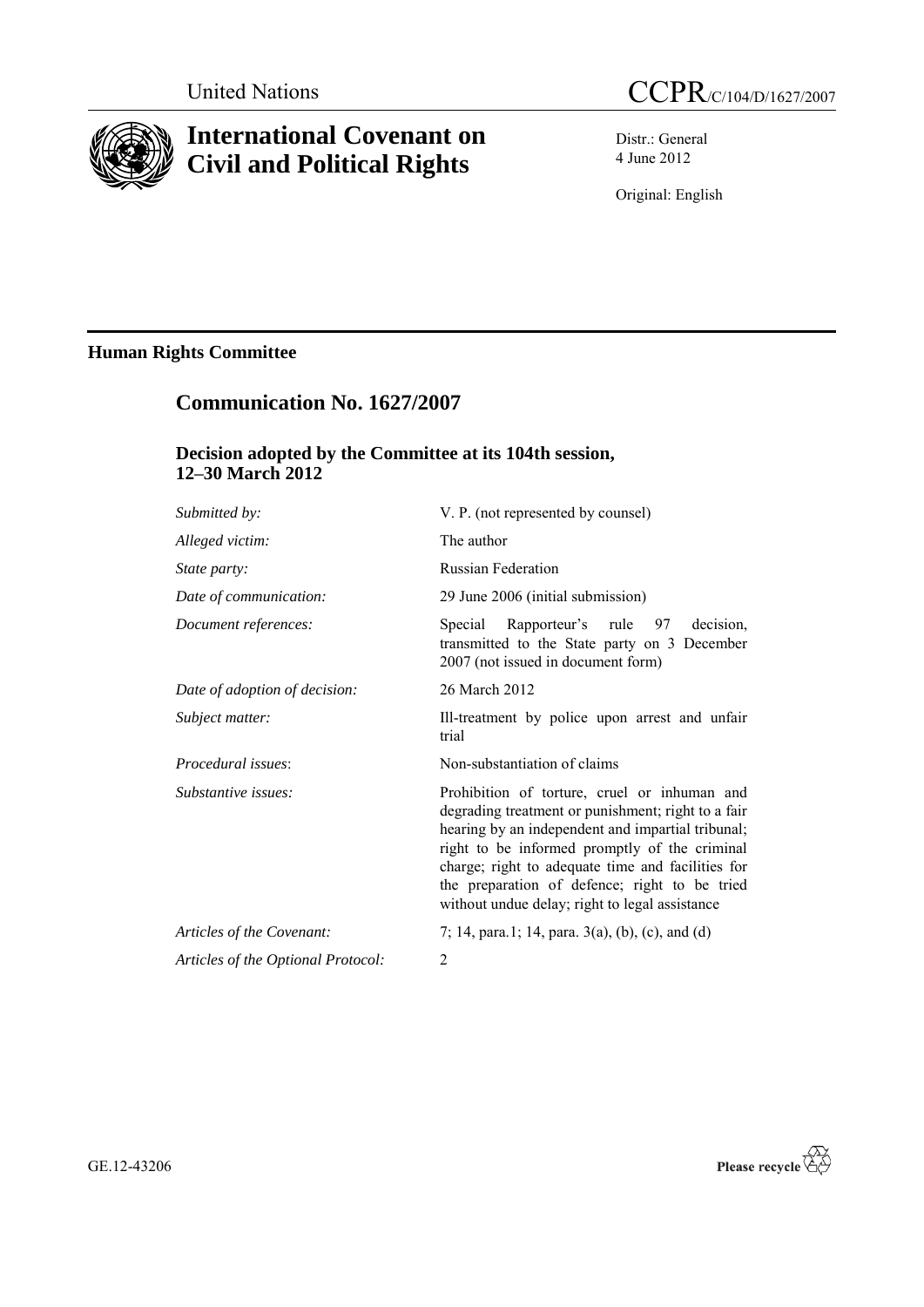United Nations

# CCPR/C/104/D/1627/2007

# International Covenant on Civil and Political Rights

Distr.: General
4 June 2012

Original: English

## Human Rights Committee

## Communication No. 1627/2007

### Decision adopted by the Committee at its 104th session, 12–30 March 2012

| | |
|---|---|
| *Submitted by:* | V. P. (not represented by counsel) |
| *Alleged victim:* | The author |
| *State party:* | Russian Federation |
| *Date of communication:* | 29 June 2006 (initial submission) |
| *Document references:* | Special Rapporteur's rule 97 decision, transmitted to the State party on 3 December 2007 (not issued in document form) |
| *Date of adoption of decision:* | 26 March 2012 |
| *Subject matter:* | Ill-treatment by police upon arrest and unfair trial |
| *Procedural issues*: | Non-substantiation of claims |
| *Substantive issues:* | Prohibition of torture, cruel or inhuman and degrading treatment or punishment; right to a fair hearing by an independent and impartial tribunal; right to be informed promptly of the criminal charge; right to adequate time and facilities for the preparation of defence; right to be tried without undue delay; right to legal assistance |
| *Articles of the Covenant:* | 7; 14, para.1; 14, para. 3(a), (b), (c), and (d) |
| *Articles of the Optional Protocol:* | 2 |

GE.12-43206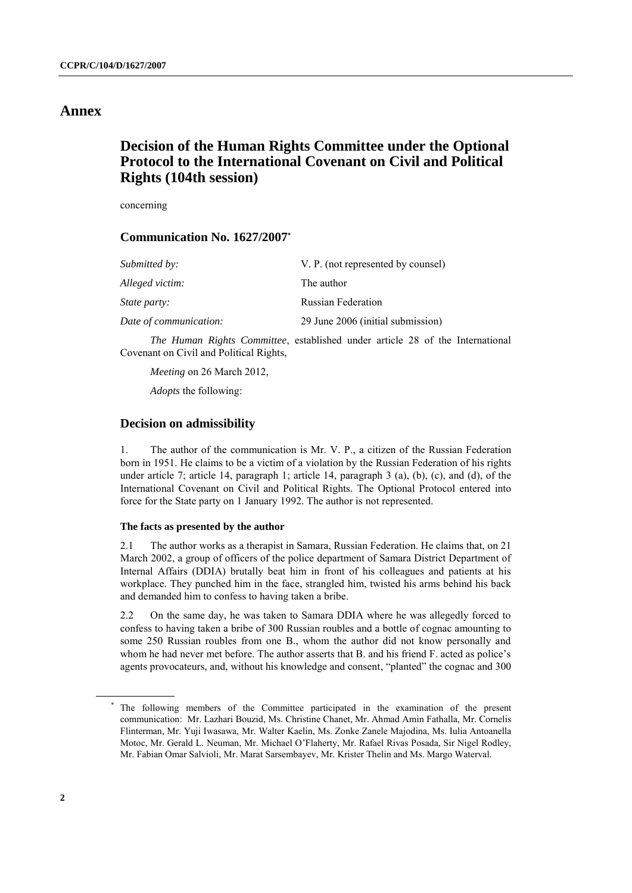# Annex

## Decision of the Human Rights Committee under the Optional Protocol to the International Covenant on Civil and Political Rights (104th session)

concerning

### Communication No. 1627/2007*

| | |
|---|---|
| *Submitted by:* | V. P. (not represented by counsel) |
| *Alleged victim:* | The author |
| *State party:* | Russian Federation |
| *Date of communication:* | 29 June 2006 (initial submission) |

*The Human Rights Committee*, established under article 28 of the International Covenant on Civil and Political Rights,

*Meeting* on 26 March 2012,

*Adopts* the following:

### Decision on admissibility

1. The author of the communication is Mr. V. P., a citizen of the Russian Federation born in 1951. He claims to be a victim of a violation by the Russian Federation of his rights under article 7; article 14, paragraph 1; article 14, paragraph 3 (a), (b), (c), and (d), of the International Covenant on Civil and Political Rights. The Optional Protocol entered into force for the State party on 1 January 1992. The author is not represented.

#### The facts as presented by the author

2.1 The author works as a therapist in Samara, Russian Federation. He claims that, on 21 March 2002, a group of officers of the police department of Samara District Department of Internal Affairs (DDIA) brutally beat him in front of his colleagues and patients at his workplace. They punched him in the face, strangled him, twisted his arms behind his back and demanded him to confess to having taken a bribe.

2.2 On the same day, he was taken to Samara DDIA where he was allegedly forced to confess to having taken a bribe of 300 Russian roubles and a bottle of cognac amounting to some 250 Russian roubles from one B., whom the author did not know personally and whom he had never met before. The author asserts that B. and his friend F. acted as police's agents provocateurs, and, without his knowledge and consent, "planted" the cognac and 300

---

* The following members of the Committee participated in the examination of the present communication: Mr. Lazhari Bouzid, Ms. Christine Chanet, Mr. Ahmad Amin Fathalla, Mr. Cornelis Flinterman, Mr. Yuji Iwasawa, Mr. Walter Kaelin, Ms. Zonke Zanele Majodina, Ms. Iulia Antoanella Motoc, Mr. Gerald L. Neuman, Mr. Michael O'Flaherty, Mr. Rafael Rivas Posada, Sir Nigel Rodley, Mr. Fabian Omar Salvioli, Mr. Marat Sarsembayev, Mr. Krister Thelin and Ms. Margo Waterval.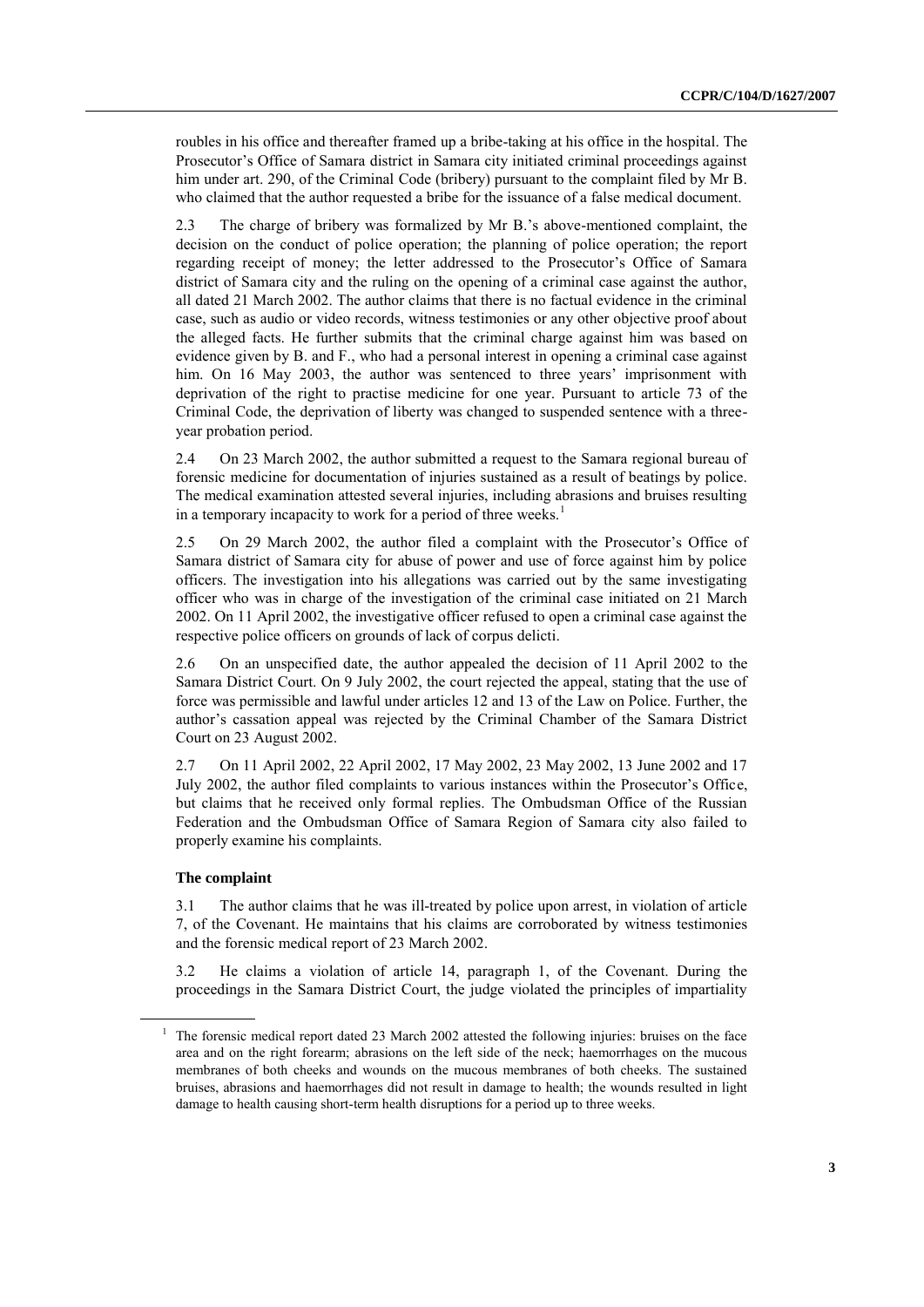roubles in his office and thereafter framed up a bribe-taking at his office in the hospital. The Prosecutor's Office of Samara district in Samara city initiated criminal proceedings against him under art. 290, of the Criminal Code (bribery) pursuant to the complaint filed by Mr B. who claimed that the author requested a bribe for the issuance of a false medical document.

2.3 The charge of bribery was formalized by Mr B.'s above-mentioned complaint, the decision on the conduct of police operation; the planning of police operation; the report regarding receipt of money; the letter addressed to the Prosecutor's Office of Samara district of Samara city and the ruling on the opening of a criminal case against the author, all dated 21 March 2002. The author claims that there is no factual evidence in the criminal case, such as audio or video records, witness testimonies or any other objective proof about the alleged facts. He further submits that the criminal charge against him was based on evidence given by B. and F., who had a personal interest in opening a criminal case against him. On 16 May 2003, the author was sentenced to three years' imprisonment with deprivation of the right to practise medicine for one year. Pursuant to article 73 of the Criminal Code, the deprivation of liberty was changed to suspended sentence with a three-year probation period.

2.4 On 23 March 2002, the author submitted a request to the Samara regional bureau of forensic medicine for documentation of injuries sustained as a result of beatings by police. The medical examination attested several injuries, including abrasions and bruises resulting in a temporary incapacity to work for a period of three weeks.[1]

2.5 On 29 March 2002, the author filed a complaint with the Prosecutor's Office of Samara district of Samara city for abuse of power and use of force against him by police officers. The investigation into his allegations was carried out by the same investigating officer who was in charge of the investigation of the criminal case initiated on 21 March 2002. On 11 April 2002, the investigative officer refused to open a criminal case against the respective police officers on grounds of lack of corpus delicti.

2.6 On an unspecified date, the author appealed the decision of 11 April 2002 to the Samara District Court. On 9 July 2002, the court rejected the appeal, stating that the use of force was permissible and lawful under articles 12 and 13 of the Law on Police. Further, the author's cassation appeal was rejected by the Criminal Chamber of the Samara District Court on 23 August 2002.

2.7 On 11 April 2002, 22 April 2002, 17 May 2002, 23 May 2002, 13 June 2002 and 17 July 2002, the author filed complaints to various instances within the Prosecutor's Office, but claims that he received only formal replies. The Ombudsman Office of the Russian Federation and the Ombudsman Office of Samara Region of Samara city also failed to properly examine his complaints.

### The complaint

3.1 The author claims that he was ill-treated by police upon arrest, in violation of article 7, of the Covenant. He maintains that his claims are corroborated by witness testimonies and the forensic medical report of 23 March 2002.

3.2 He claims a violation of article 14, paragraph 1, of the Covenant. During the proceedings in the Samara District Court, the judge violated the principles of impartiality

---

[1] The forensic medical report dated 23 March 2002 attested the following injuries: bruises on the face area and on the right forearm; abrasions on the left side of the neck; haemorrhages on the mucous membranes of both cheeks and wounds on the mucous membranes of both cheeks. The sustained bruises, abrasions and haemorrhages did not result in damage to health; the wounds resulted in light damage to health causing short-term health disruptions for a period up to three weeks.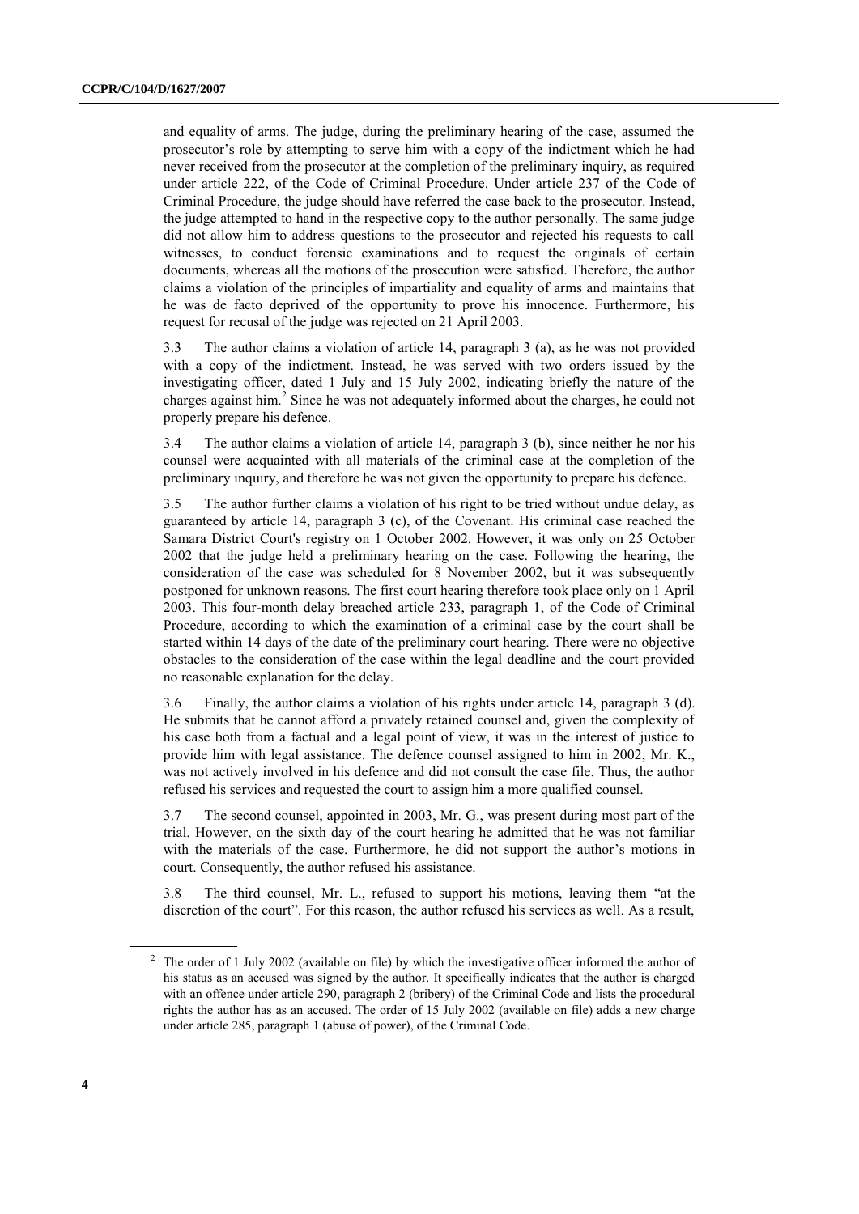and equality of arms. The judge, during the preliminary hearing of the case, assumed the prosecutor's role by attempting to serve him with a copy of the indictment which he had never received from the prosecutor at the completion of the preliminary inquiry, as required under article 222, of the Code of Criminal Procedure. Under article 237 of the Code of Criminal Procedure, the judge should have referred the case back to the prosecutor. Instead, the judge attempted to hand in the respective copy to the author personally. The same judge did not allow him to address questions to the prosecutor and rejected his requests to call witnesses, to conduct forensic examinations and to request the originals of certain documents, whereas all the motions of the prosecution were satisfied. Therefore, the author claims a violation of the principles of impartiality and equality of arms and maintains that he was de facto deprived of the opportunity to prove his innocence. Furthermore, his request for recusal of the judge was rejected on 21 April 2003.

3.3 The author claims a violation of article 14, paragraph 3 (a), as he was not provided with a copy of the indictment. Instead, he was served with two orders issued by the investigating officer, dated 1 July and 15 July 2002, indicating briefly the nature of the charges against him.[2] Since he was not adequately informed about the charges, he could not properly prepare his defence.

3.4 The author claims a violation of article 14, paragraph 3 (b), since neither he nor his counsel were acquainted with all materials of the criminal case at the completion of the preliminary inquiry, and therefore he was not given the opportunity to prepare his defence.

3.5 The author further claims a violation of his right to be tried without undue delay, as guaranteed by article 14, paragraph 3 (c), of the Covenant. His criminal case reached the Samara District Court's registry on 1 October 2002. However, it was only on 25 October 2002 that the judge held a preliminary hearing on the case. Following the hearing, the consideration of the case was scheduled for 8 November 2002, but it was subsequently postponed for unknown reasons. The first court hearing therefore took place only on 1 April 2003. This four-month delay breached article 233, paragraph 1, of the Code of Criminal Procedure, according to which the examination of a criminal case by the court shall be started within 14 days of the date of the preliminary court hearing. There were no objective obstacles to the consideration of the case within the legal deadline and the court provided no reasonable explanation for the delay.

3.6 Finally, the author claims a violation of his rights under article 14, paragraph 3 (d). He submits that he cannot afford a privately retained counsel and, given the complexity of his case both from a factual and a legal point of view, it was in the interest of justice to provide him with legal assistance. The defence counsel assigned to him in 2002, Mr. K., was not actively involved in his defence and did not consult the case file. Thus, the author refused his services and requested the court to assign him a more qualified counsel.

3.7 The second counsel, appointed in 2003, Mr. G., was present during most part of the trial. However, on the sixth day of the court hearing he admitted that he was not familiar with the materials of the case. Furthermore, he did not support the author's motions in court. Consequently, the author refused his assistance.

3.8 The third counsel, Mr. L., refused to support his motions, leaving them "at the discretion of the court". For this reason, the author refused his services as well. As a result,

---

[2] The order of 1 July 2002 (available on file) by which the investigative officer informed the author of his status as an accused was signed by the author. It specifically indicates that the author is charged with an offence under article 290, paragraph 2 (bribery) of the Criminal Code and lists the procedural rights the author has as an accused. The order of 15 July 2002 (available on file) adds a new charge under article 285, paragraph 1 (abuse of power), of the Criminal Code.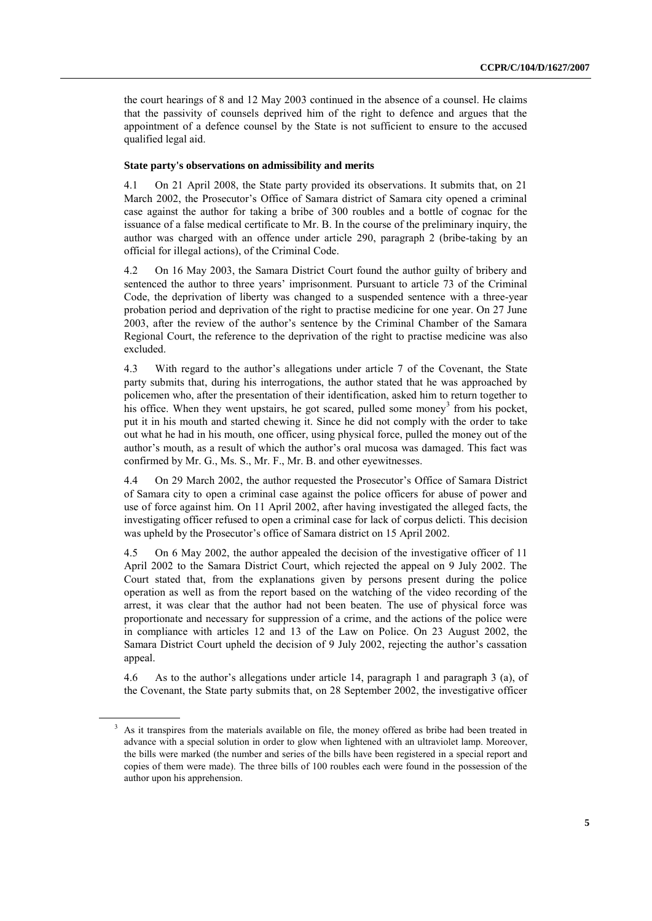the court hearings of 8 and 12 May 2003 continued in the absence of a counsel. He claims that the passivity of counsels deprived him of the right to defence and argues that the appointment of a defence counsel by the State is not sufficient to ensure to the accused qualified legal aid.

### State party's observations on admissibility and merits

4.1 On 21 April 2008, the State party provided its observations. It submits that, on 21 March 2002, the Prosecutor's Office of Samara district of Samara city opened a criminal case against the author for taking a bribe of 300 roubles and a bottle of cognac for the issuance of a false medical certificate to Mr. B. In the course of the preliminary inquiry, the author was charged with an offence under article 290, paragraph 2 (bribe-taking by an official for illegal actions), of the Criminal Code.

4.2 On 16 May 2003, the Samara District Court found the author guilty of bribery and sentenced the author to three years' imprisonment. Pursuant to article 73 of the Criminal Code, the deprivation of liberty was changed to a suspended sentence with a three-year probation period and deprivation of the right to practise medicine for one year. On 27 June 2003, after the review of the author's sentence by the Criminal Chamber of the Samara Regional Court, the reference to the deprivation of the right to practise medicine was also excluded.

4.3 With regard to the author's allegations under article 7 of the Covenant, the State party submits that, during his interrogations, the author stated that he was approached by policemen who, after the presentation of their identification, asked him to return together to his office. When they went upstairs, he got scared, pulled some money[3] from his pocket, put it in his mouth and started chewing it. Since he did not comply with the order to take out what he had in his mouth, one officer, using physical force, pulled the money out of the author's mouth, as a result of which the author's oral mucosa was damaged. This fact was confirmed by Mr. G., Ms. S., Mr. F., Mr. B. and other eyewitnesses.

4.4 On 29 March 2002, the author requested the Prosecutor's Office of Samara District of Samara city to open a criminal case against the police officers for abuse of power and use of force against him. On 11 April 2002, after having investigated the alleged facts, the investigating officer refused to open a criminal case for lack of corpus delicti. This decision was upheld by the Prosecutor's office of Samara district on 15 April 2002.

4.5 On 6 May 2002, the author appealed the decision of the investigative officer of 11 April 2002 to the Samara District Court, which rejected the appeal on 9 July 2002. The Court stated that, from the explanations given by persons present during the police operation as well as from the report based on the watching of the video recording of the arrest, it was clear that the author had not been beaten. The use of physical force was proportionate and necessary for suppression of a crime, and the actions of the police were in compliance with articles 12 and 13 of the Law on Police. On 23 August 2002, the Samara District Court upheld the decision of 9 July 2002, rejecting the author's cassation appeal.

4.6 As to the author's allegations under article 14, paragraph 1 and paragraph 3 (a), of the Covenant, the State party submits that, on 28 September 2002, the investigative officer

---

[3] As it transpires from the materials available on file, the money offered as bribe had been treated in advance with a special solution in order to glow when lightened with an ultraviolet lamp. Moreover, the bills were marked (the number and series of the bills have been registered in a special report and copies of them were made). The three bills of 100 roubles each were found in the possession of the author upon his apprehension.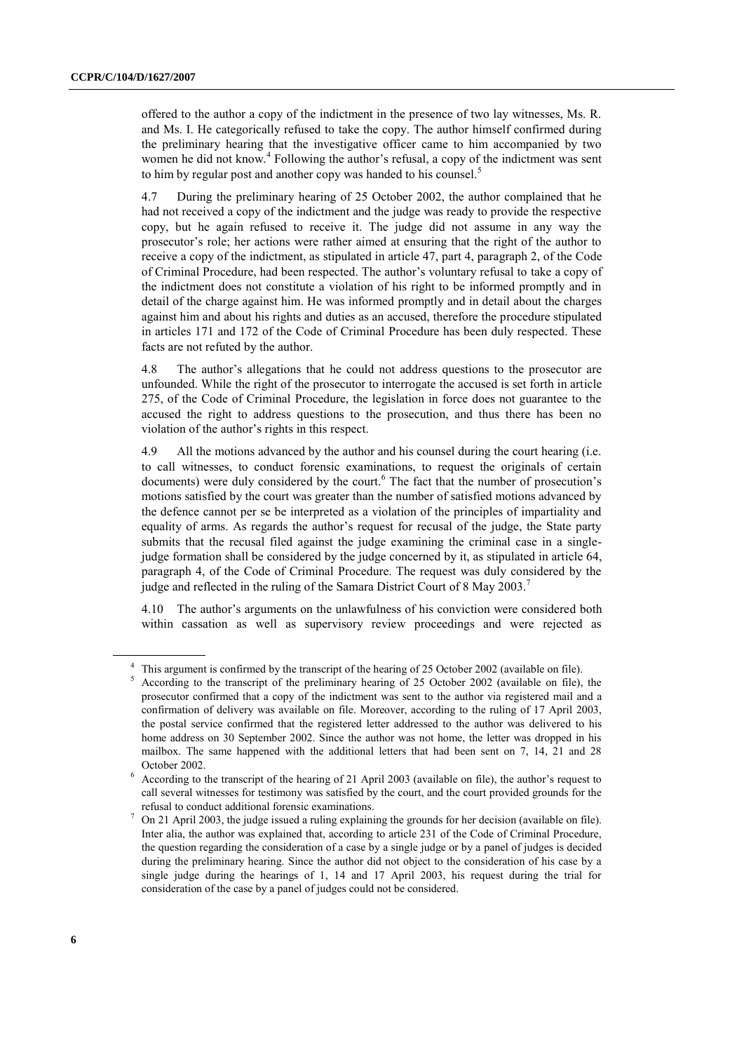offered to the author a copy of the indictment in the presence of two lay witnesses, Ms. R. and Ms. I. He categorically refused to take the copy. The author himself confirmed during the preliminary hearing that the investigative officer came to him accompanied by two women he did not know.[4] Following the author's refusal, a copy of the indictment was sent to him by regular post and another copy was handed to his counsel.[5]

4.7 During the preliminary hearing of 25 October 2002, the author complained that he had not received a copy of the indictment and the judge was ready to provide the respective copy, but he again refused to receive it. The judge did not assume in any way the prosecutor's role; her actions were rather aimed at ensuring that the right of the author to receive a copy of the indictment, as stipulated in article 47, part 4, paragraph 2, of the Code of Criminal Procedure, had been respected. The author's voluntary refusal to take a copy of the indictment does not constitute a violation of his right to be informed promptly and in detail of the charge against him. He was informed promptly and in detail about the charges against him and about his rights and duties as an accused, therefore the procedure stipulated in articles 171 and 172 of the Code of Criminal Procedure has been duly respected. These facts are not refuted by the author.

4.8 The author's allegations that he could not address questions to the prosecutor are unfounded. While the right of the prosecutor to interrogate the accused is set forth in article 275, of the Code of Criminal Procedure, the legislation in force does not guarantee to the accused the right to address questions to the prosecution, and thus there has been no violation of the author's rights in this respect.

4.9 All the motions advanced by the author and his counsel during the court hearing (i.e. to call witnesses, to conduct forensic examinations, to request the originals of certain documents) were duly considered by the court.[6] The fact that the number of prosecution's motions satisfied by the court was greater than the number of satisfied motions advanced by the defence cannot per se be interpreted as a violation of the principles of impartiality and equality of arms. As regards the author's request for recusal of the judge, the State party submits that the recusal filed against the judge examining the criminal case in a single-judge formation shall be considered by the judge concerned by it, as stipulated in article 64, paragraph 4, of the Code of Criminal Procedure. The request was duly considered by the judge and reflected in the ruling of the Samara District Court of 8 May 2003.[7]

4.10 The author's arguments on the unlawfulness of his conviction were considered both within cassation as well as supervisory review proceedings and were rejected as

---

[4] This argument is confirmed by the transcript of the hearing of 25 October 2002 (available on file).

[5] According to the transcript of the preliminary hearing of 25 October 2002 (available on file), the prosecutor confirmed that a copy of the indictment was sent to the author via registered mail and a confirmation of delivery was available on file. Moreover, according to the ruling of 17 April 2003, the postal service confirmed that the registered letter addressed to the author was delivered to his home address on 30 September 2002. Since the author was not home, the letter was dropped in his mailbox. The same happened with the additional letters that had been sent on 7, 14, 21 and 28 October 2002.

[6] According to the transcript of the hearing of 21 April 2003 (available on file), the author's request to call several witnesses for testimony was satisfied by the court, and the court provided grounds for the refusal to conduct additional forensic examinations.

[7] On 21 April 2003, the judge issued a ruling explaining the grounds for her decision (available on file). Inter alia, the author was explained that, according to article 231 of the Code of Criminal Procedure, the question regarding the consideration of a case by a single judge or by a panel of judges is decided during the preliminary hearing. Since the author did not object to the consideration of his case by a single judge during the hearings of 1, 14 and 17 April 2003, his request during the trial for consideration of the case by a panel of judges could not be considered.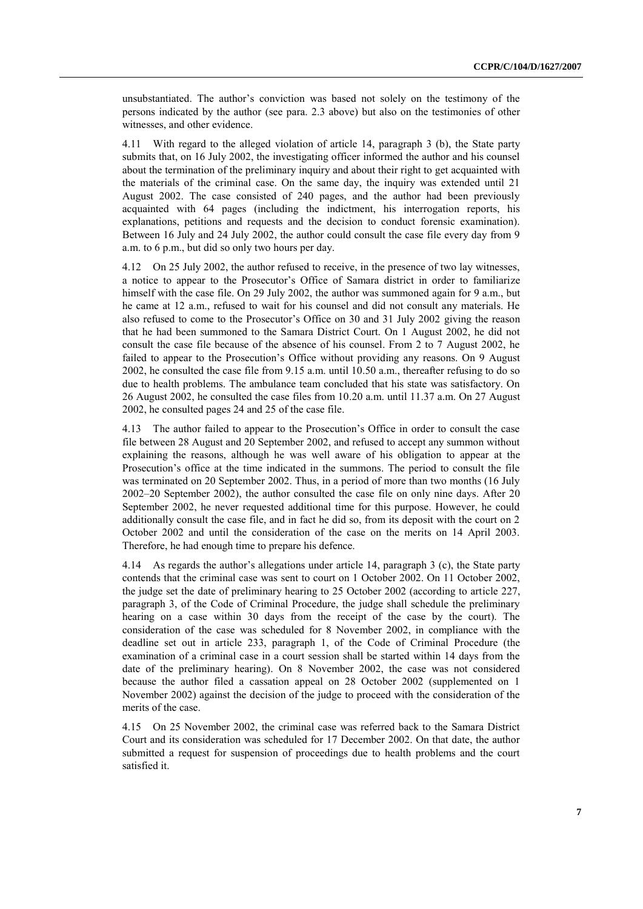unsubstantiated. The author's conviction was based not solely on the testimony of the persons indicated by the author (see para. 2.3 above) but also on the testimonies of other witnesses, and other evidence.

4.11 With regard to the alleged violation of article 14, paragraph 3 (b), the State party submits that, on 16 July 2002, the investigating officer informed the author and his counsel about the termination of the preliminary inquiry and about their right to get acquainted with the materials of the criminal case. On the same day, the inquiry was extended until 21 August 2002. The case consisted of 240 pages, and the author had been previously acquainted with 64 pages (including the indictment, his interrogation reports, his explanations, petitions and requests and the decision to conduct forensic examination). Between 16 July and 24 July 2002, the author could consult the case file every day from 9 a.m. to 6 p.m., but did so only two hours per day.

4.12 On 25 July 2002, the author refused to receive, in the presence of two lay witnesses, a notice to appear to the Prosecutor's Office of Samara district in order to familiarize himself with the case file. On 29 July 2002, the author was summoned again for 9 a.m., but he came at 12 a.m., refused to wait for his counsel and did not consult any materials. He also refused to come to the Prosecutor's Office on 30 and 31 July 2002 giving the reason that he had been summoned to the Samara District Court. On 1 August 2002, he did not consult the case file because of the absence of his counsel. From 2 to 7 August 2002, he failed to appear to the Prosecution's Office without providing any reasons. On 9 August 2002, he consulted the case file from 9.15 a.m. until 10.50 a.m., thereafter refusing to do so due to health problems. The ambulance team concluded that his state was satisfactory. On 26 August 2002, he consulted the case files from 10.20 a.m. until 11.37 a.m. On 27 August 2002, he consulted pages 24 and 25 of the case file.

4.13 The author failed to appear to the Prosecution's Office in order to consult the case file between 28 August and 20 September 2002, and refused to accept any summon without explaining the reasons, although he was well aware of his obligation to appear at the Prosecution's office at the time indicated in the summons. The period to consult the file was terminated on 20 September 2002. Thus, in a period of more than two months (16 July 2002–20 September 2002), the author consulted the case file on only nine days. After 20 September 2002, he never requested additional time for this purpose. However, he could additionally consult the case file, and in fact he did so, from its deposit with the court on 2 October 2002 and until the consideration of the case on the merits on 14 April 2003. Therefore, he had enough time to prepare his defence.

4.14 As regards the author's allegations under article 14, paragraph 3 (c), the State party contends that the criminal case was sent to court on 1 October 2002. On 11 October 2002, the judge set the date of preliminary hearing to 25 October 2002 (according to article 227, paragraph 3, of the Code of Criminal Procedure, the judge shall schedule the preliminary hearing on a case within 30 days from the receipt of the case by the court). The consideration of the case was scheduled for 8 November 2002, in compliance with the deadline set out in article 233, paragraph 1, of the Code of Criminal Procedure (the examination of a criminal case in a court session shall be started within 14 days from the date of the preliminary hearing). On 8 November 2002, the case was not considered because the author filed a cassation appeal on 28 October 2002 (supplemented on 1 November 2002) against the decision of the judge to proceed with the consideration of the merits of the case.

4.15 On 25 November 2002, the criminal case was referred back to the Samara District Court and its consideration was scheduled for 17 December 2002. On that date, the author submitted a request for suspension of proceedings due to health problems and the court satisfied it.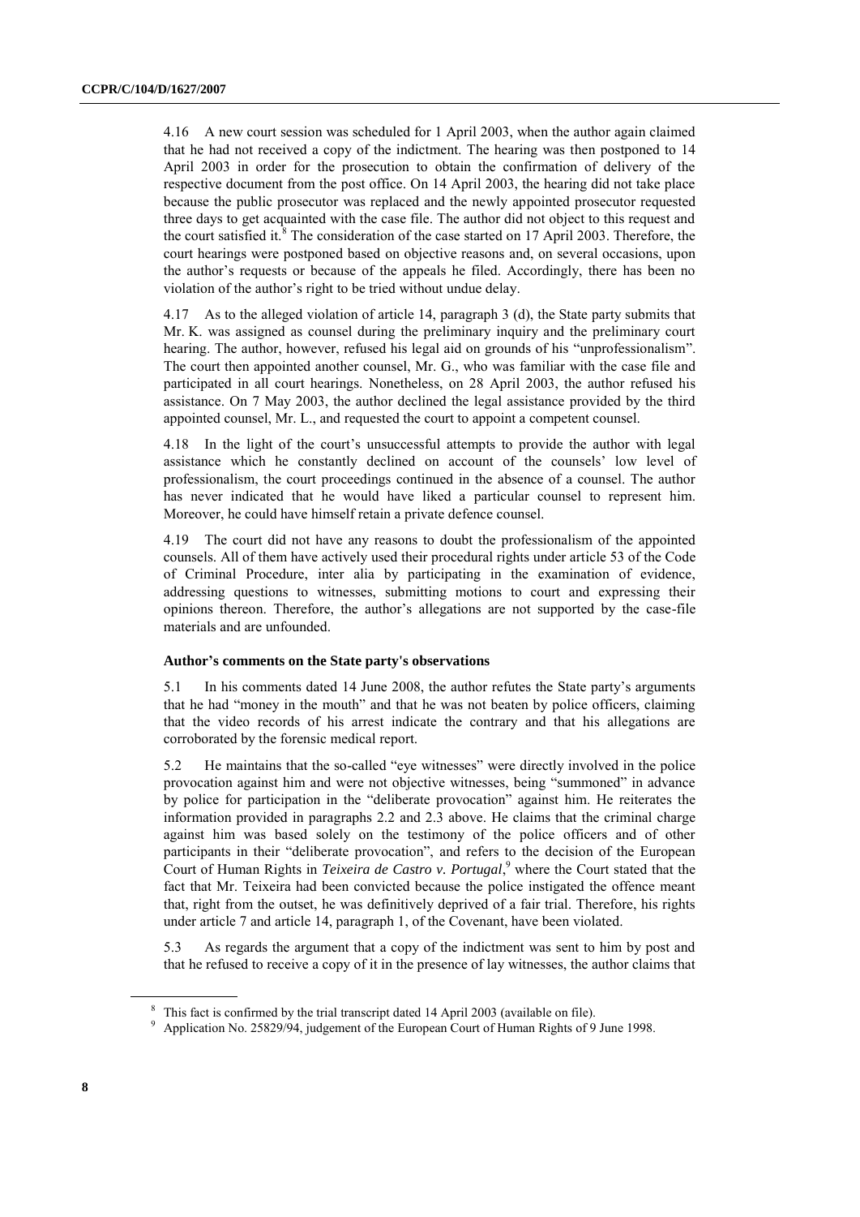4.16 A new court session was scheduled for 1 April 2003, when the author again claimed that he had not received a copy of the indictment. The hearing was then postponed to 14 April 2003 in order for the prosecution to obtain the confirmation of delivery of the respective document from the post office. On 14 April 2003, the hearing did not take place because the public prosecutor was replaced and the newly appointed prosecutor requested three days to get acquainted with the case file. The author did not object to this request and the court satisfied it.[8] The consideration of the case started on 17 April 2003. Therefore, the court hearings were postponed based on objective reasons and, on several occasions, upon the author's requests or because of the appeals he filed. Accordingly, there has been no violation of the author's right to be tried without undue delay.

4.17 As to the alleged violation of article 14, paragraph 3 (d), the State party submits that Mr. K. was assigned as counsel during the preliminary inquiry and the preliminary court hearing. The author, however, refused his legal aid on grounds of his "unprofessionalism". The court then appointed another counsel, Mr. G., who was familiar with the case file and participated in all court hearings. Nonetheless, on 28 April 2003, the author refused his assistance. On 7 May 2003, the author declined the legal assistance provided by the third appointed counsel, Mr. L., and requested the court to appoint a competent counsel.

4.18 In the light of the court's unsuccessful attempts to provide the author with legal assistance which he constantly declined on account of the counsels' low level of professionalism, the court proceedings continued in the absence of a counsel. The author has never indicated that he would have liked a particular counsel to represent him. Moreover, he could have himself retain a private defence counsel.

4.19 The court did not have any reasons to doubt the professionalism of the appointed counsels. All of them have actively used their procedural rights under article 53 of the Code of Criminal Procedure, inter alia by participating in the examination of evidence, addressing questions to witnesses, submitting motions to court and expressing their opinions thereon. Therefore, the author's allegations are not supported by the case-file materials and are unfounded.

### Author's comments on the State party's observations

5.1 In his comments dated 14 June 2008, the author refutes the State party's arguments that he had "money in the mouth" and that he was not beaten by police officers, claiming that the video records of his arrest indicate the contrary and that his allegations are corroborated by the forensic medical report.

5.2 He maintains that the so-called "eye witnesses" were directly involved in the police provocation against him and were not objective witnesses, being "summoned" in advance by police for participation in the "deliberate provocation" against him. He reiterates the information provided in paragraphs 2.2 and 2.3 above. He claims that the criminal charge against him was based solely on the testimony of the police officers and of other participants in their "deliberate provocation", and refers to the decision of the European Court of Human Rights in *Teixeira de Castro v. Portugal*,[9] where the Court stated that the fact that Mr. Teixeira had been convicted because the police instigated the offence meant that, right from the outset, he was definitively deprived of a fair trial. Therefore, his rights under article 7 and article 14, paragraph 1, of the Covenant, have been violated.

5.3 As regards the argument that a copy of the indictment was sent to him by post and that he refused to receive a copy of it in the presence of lay witnesses, the author claims that

---

[8] This fact is confirmed by the trial transcript dated 14 April 2003 (available on file).

[9] Application No. 25829/94, judgement of the European Court of Human Rights of 9 June 1998.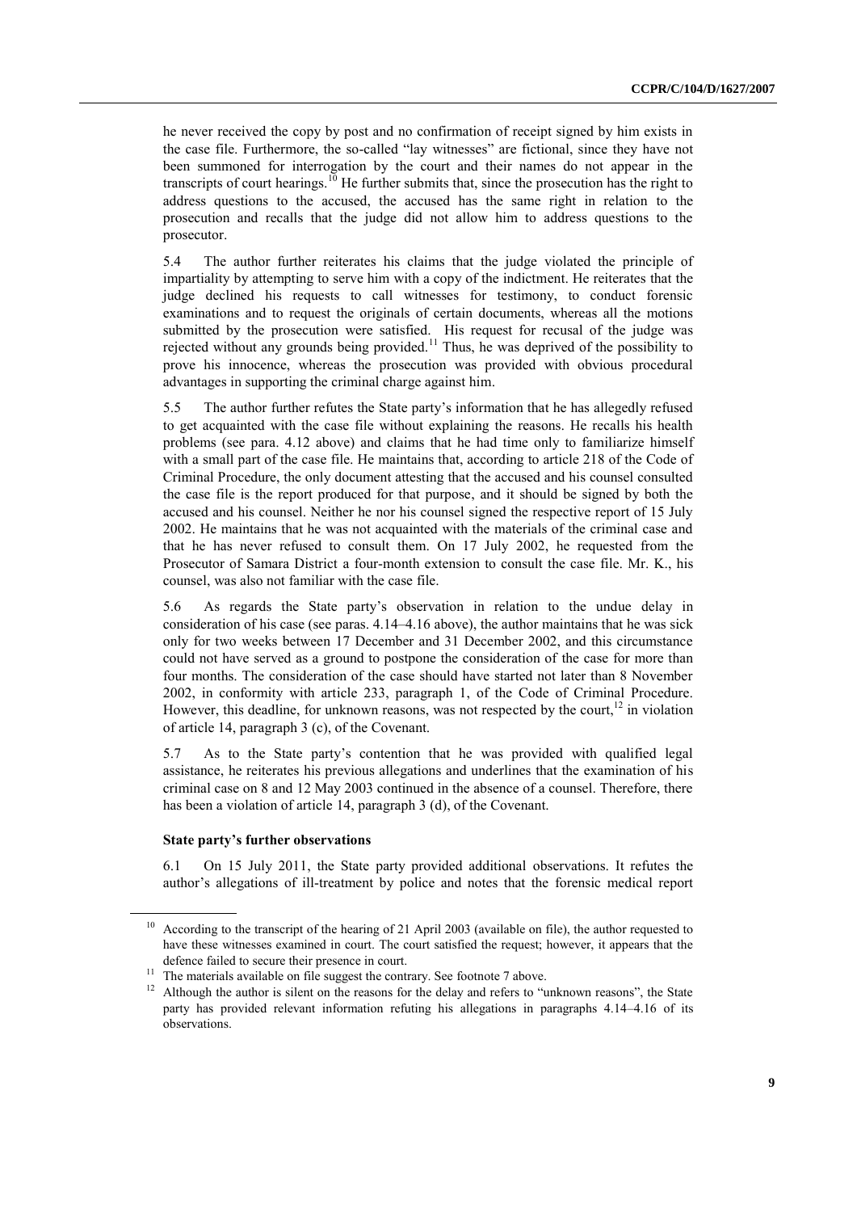he never received the copy by post and no confirmation of receipt signed by him exists in the case file. Furthermore, the so-called "lay witnesses" are fictional, since they have not been summoned for interrogation by the court and their names do not appear in the transcripts of court hearings.[10] He further submits that, since the prosecution has the right to address questions to the accused, the accused has the same right in relation to the prosecution and recalls that the judge did not allow him to address questions to the prosecutor.

5.4 The author further reiterates his claims that the judge violated the principle of impartiality by attempting to serve him with a copy of the indictment. He reiterates that the judge declined his requests to call witnesses for testimony, to conduct forensic examinations and to request the originals of certain documents, whereas all the motions submitted by the prosecution were satisfied. His request for recusal of the judge was rejected without any grounds being provided.[11] Thus, he was deprived of the possibility to prove his innocence, whereas the prosecution was provided with obvious procedural advantages in supporting the criminal charge against him.

5.5 The author further refutes the State party's information that he has allegedly refused to get acquainted with the case file without explaining the reasons. He recalls his health problems (see para. 4.12 above) and claims that he had time only to familiarize himself with a small part of the case file. He maintains that, according to article 218 of the Code of Criminal Procedure, the only document attesting that the accused and his counsel consulted the case file is the report produced for that purpose, and it should be signed by both the accused and his counsel. Neither he nor his counsel signed the respective report of 15 July 2002. He maintains that he was not acquainted with the materials of the criminal case and that he has never refused to consult them. On 17 July 2002, he requested from the Prosecutor of Samara District a four-month extension to consult the case file. Mr. K., his counsel, was also not familiar with the case file.

5.6 As regards the State party's observation in relation to the undue delay in consideration of his case (see paras. 4.14–4.16 above), the author maintains that he was sick only for two weeks between 17 December and 31 December 2002, and this circumstance could not have served as a ground to postpone the consideration of the case for more than four months. The consideration of the case should have started not later than 8 November 2002, in conformity with article 233, paragraph 1, of the Code of Criminal Procedure. However, this deadline, for unknown reasons, was not respected by the court,[12] in violation of article 14, paragraph 3 (c), of the Covenant.

5.7 As to the State party's contention that he was provided with qualified legal assistance, he reiterates his previous allegations and underlines that the examination of his criminal case on 8 and 12 May 2003 continued in the absence of a counsel. Therefore, there has been a violation of article 14, paragraph 3 (d), of the Covenant.

### State party's further observations

6.1 On 15 July 2011, the State party provided additional observations. It refutes the author's allegations of ill-treatment by police and notes that the forensic medical report

---

[10] According to the transcript of the hearing of 21 April 2003 (available on file), the author requested to have these witnesses examined in court. The court satisfied the request; however, it appears that the defence failed to secure their presence in court.

[11] The materials available on file suggest the contrary. See footnote 7 above.

[12] Although the author is silent on the reasons for the delay and refers to "unknown reasons", the State party has provided relevant information refuting his allegations in paragraphs 4.14–4.16 of its observations.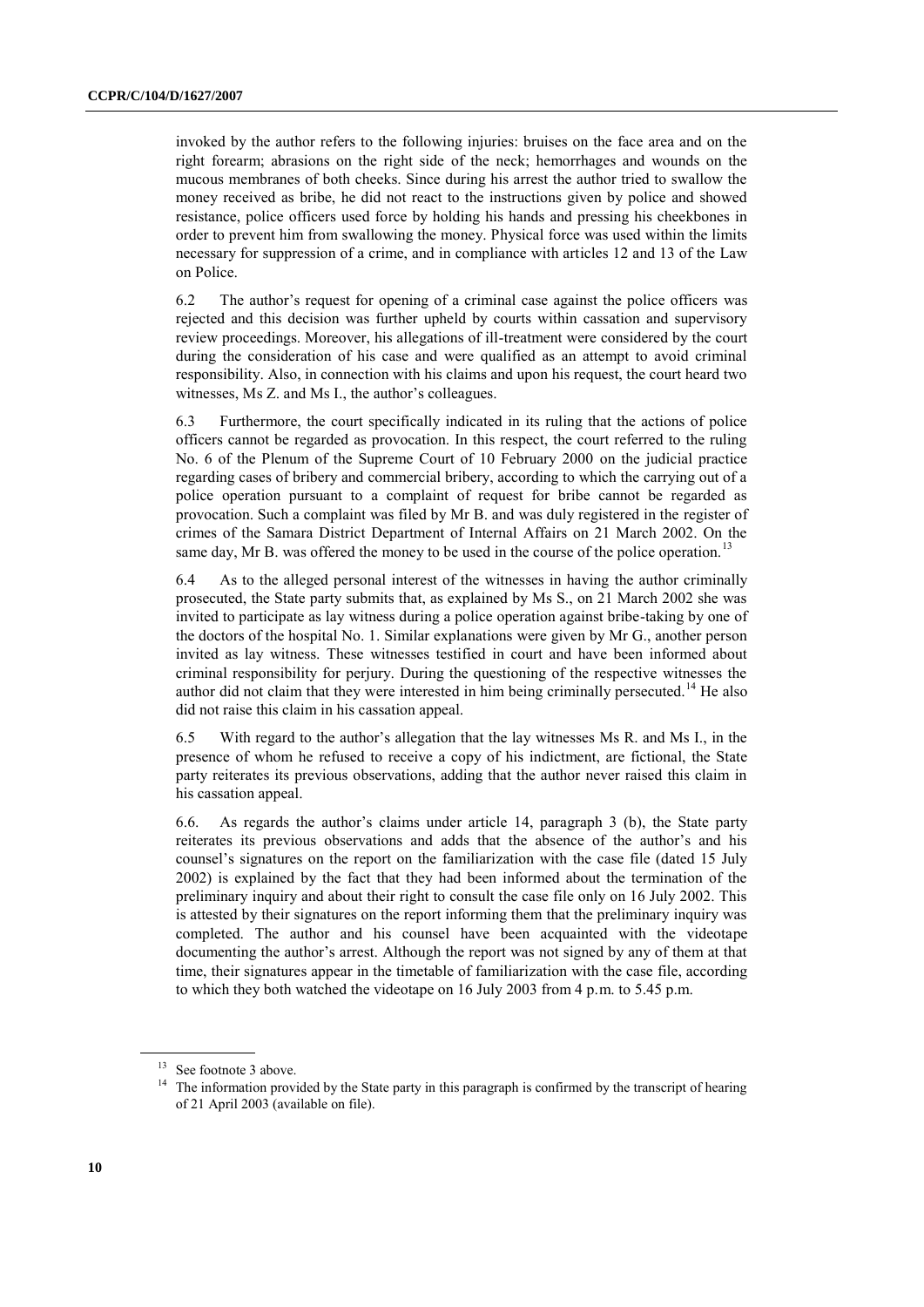invoked by the author refers to the following injuries: bruises on the face area and on the right forearm; abrasions on the right side of the neck; hemorrhages and wounds on the mucous membranes of both cheeks. Since during his arrest the author tried to swallow the money received as bribe, he did not react to the instructions given by police and showed resistance, police officers used force by holding his hands and pressing his cheekbones in order to prevent him from swallowing the money. Physical force was used within the limits necessary for suppression of a crime, and in compliance with articles 12 and 13 of the Law on Police.

6.2 The author's request for opening of a criminal case against the police officers was rejected and this decision was further upheld by courts within cassation and supervisory review proceedings. Moreover, his allegations of ill-treatment were considered by the court during the consideration of his case and were qualified as an attempt to avoid criminal responsibility. Also, in connection with his claims and upon his request, the court heard two witnesses, Ms Z. and Ms I., the author's colleagues.

6.3 Furthermore, the court specifically indicated in its ruling that the actions of police officers cannot be regarded as provocation. In this respect, the court referred to the ruling No. 6 of the Plenum of the Supreme Court of 10 February 2000 on the judicial practice regarding cases of bribery and commercial bribery, according to which the carrying out of a police operation pursuant to a complaint of request for bribe cannot be regarded as provocation. Such a complaint was filed by Mr B. and was duly registered in the register of crimes of the Samara District Department of Internal Affairs on 21 March 2002. On the same day, Mr B. was offered the money to be used in the course of the police operation.[13]

6.4 As to the alleged personal interest of the witnesses in having the author criminally prosecuted, the State party submits that, as explained by Ms S., on 21 March 2002 she was invited to participate as lay witness during a police operation against bribe-taking by one of the doctors of the hospital No. 1. Similar explanations were given by Mr G., another person invited as lay witness. These witnesses testified in court and have been informed about criminal responsibility for perjury. During the questioning of the respective witnesses the author did not claim that they were interested in him being criminally persecuted.[14] He also did not raise this claim in his cassation appeal.

6.5 With regard to the author's allegation that the lay witnesses Ms R. and Ms I., in the presence of whom he refused to receive a copy of his indictment, are fictional, the State party reiterates its previous observations, adding that the author never raised this claim in his cassation appeal.

6.6. As regards the author's claims under article 14, paragraph 3 (b), the State party reiterates its previous observations and adds that the absence of the author's and his counsel's signatures on the report on the familiarization with the case file (dated 15 July 2002) is explained by the fact that they had been informed about the termination of the preliminary inquiry and about their right to consult the case file only on 16 July 2002. This is attested by their signatures on the report informing them that the preliminary inquiry was completed. The author and his counsel have been acquainted with the videotape documenting the author's arrest. Although the report was not signed by any of them at that time, their signatures appear in the timetable of familiarization with the case file, according to which they both watched the videotape on 16 July 2003 from 4 p.m. to 5.45 p.m.

---

[13] See footnote 3 above.

[14] The information provided by the State party in this paragraph is confirmed by the transcript of hearing of 21 April 2003 (available on file).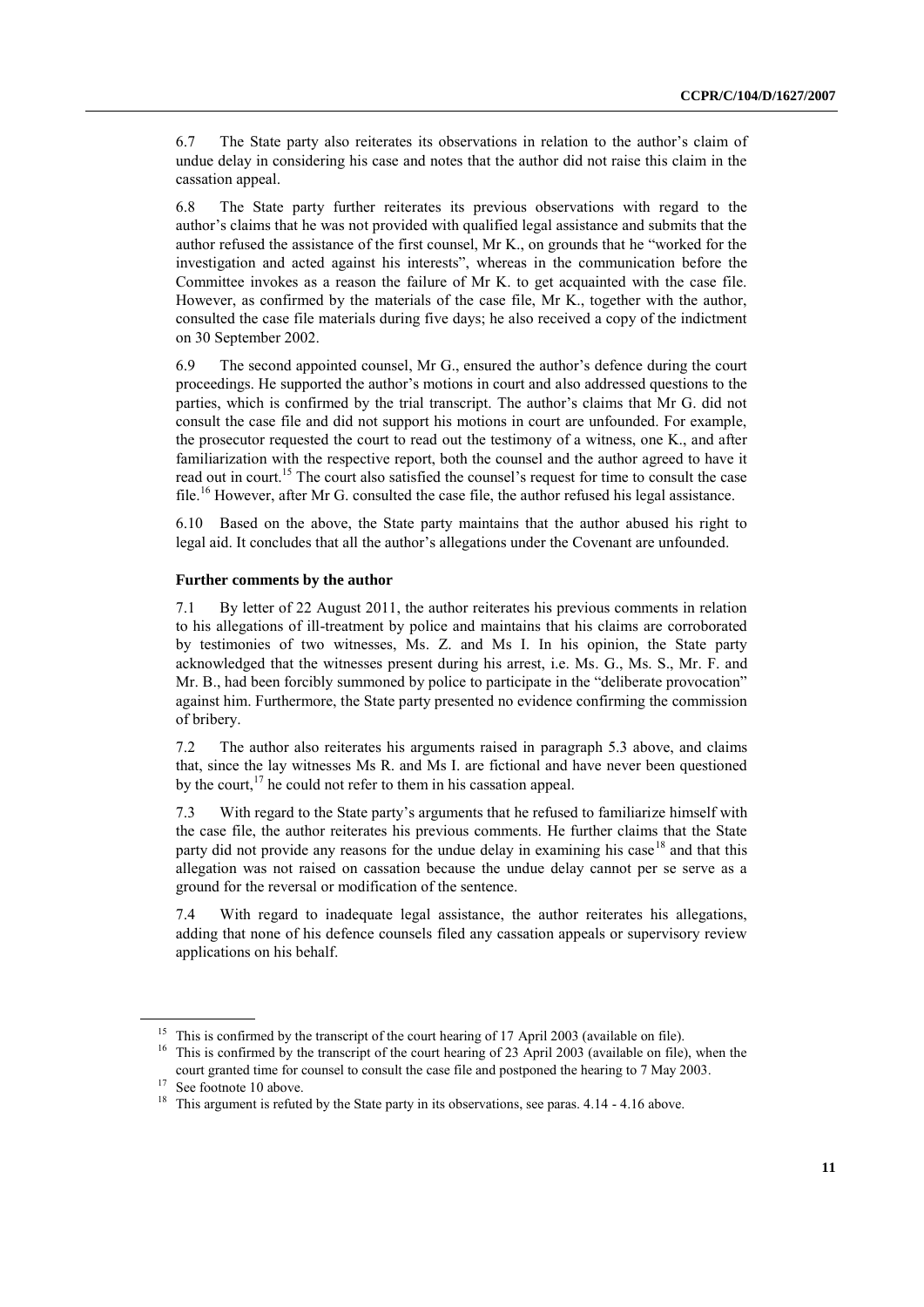6.7 The State party also reiterates its observations in relation to the author's claim of undue delay in considering his case and notes that the author did not raise this claim in the cassation appeal.

6.8 The State party further reiterates its previous observations with regard to the author's claims that he was not provided with qualified legal assistance and submits that the author refused the assistance of the first counsel, Mr K., on grounds that he "worked for the investigation and acted against his interests", whereas in the communication before the Committee invokes as a reason the failure of Mr K. to get acquainted with the case file. However, as confirmed by the materials of the case file, Mr K., together with the author, consulted the case file materials during five days; he also received a copy of the indictment on 30 September 2002.

6.9 The second appointed counsel, Mr G., ensured the author's defence during the court proceedings. He supported the author's motions in court and also addressed questions to the parties, which is confirmed by the trial transcript. The author's claims that Mr G. did not consult the case file and did not support his motions in court are unfounded. For example, the prosecutor requested the court to read out the testimony of a witness, one K., and after familiarization with the respective report, both the counsel and the author agreed to have it read out in court.[15] The court also satisfied the counsel's request for time to consult the case file.[16] However, after Mr G. consulted the case file, the author refused his legal assistance.

6.10 Based on the above, the State party maintains that the author abused his right to legal aid. It concludes that all the author's allegations under the Covenant are unfounded.

### Further comments by the author

7.1 By letter of 22 August 2011, the author reiterates his previous comments in relation to his allegations of ill-treatment by police and maintains that his claims are corroborated by testimonies of two witnesses, Ms. Z. and Ms I. In his opinion, the State party acknowledged that the witnesses present during his arrest, i.e. Ms. G., Ms. S., Mr. F. and Mr. B., had been forcibly summoned by police to participate in the "deliberate provocation" against him. Furthermore, the State party presented no evidence confirming the commission of bribery.

7.2 The author also reiterates his arguments raised in paragraph 5.3 above, and claims that, since the lay witnesses Ms R. and Ms I. are fictional and have never been questioned by the court,[17] he could not refer to them in his cassation appeal.

7.3 With regard to the State party's arguments that he refused to familiarize himself with the case file, the author reiterates his previous comments. He further claims that the State party did not provide any reasons for the undue delay in examining his case[18] and that this allegation was not raised on cassation because the undue delay cannot per se serve as a ground for the reversal or modification of the sentence.

7.4 With regard to inadequate legal assistance, the author reiterates his allegations, adding that none of his defence counsels filed any cassation appeals or supervisory review applications on his behalf.

---

[15] This is confirmed by the transcript of the court hearing of 17 April 2003 (available on file).

[16] This is confirmed by the transcript of the court hearing of 23 April 2003 (available on file), when the court granted time for counsel to consult the case file and postponed the hearing to 7 May 2003.

[17] See footnote 10 above.

[18] This argument is refuted by the State party in its observations, see paras. 4.14 - 4.16 above.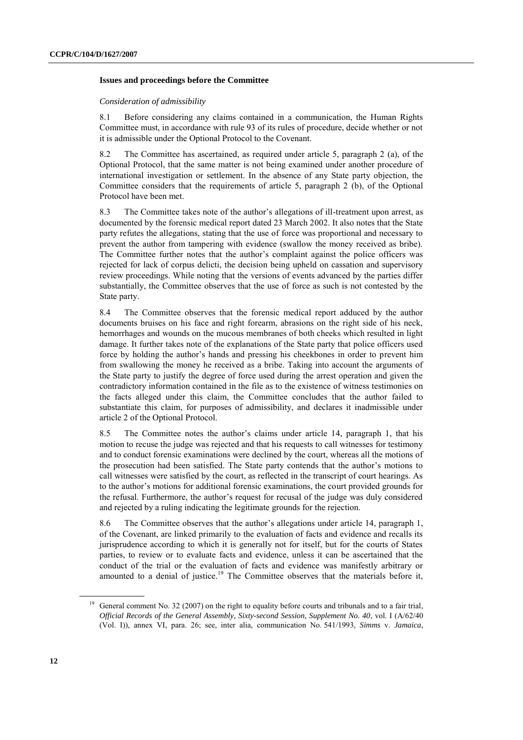### Issues and proceedings before the Committee

*Consideration of admissibility*

8.1 Before considering any claims contained in a communication, the Human Rights Committee must, in accordance with rule 93 of its rules of procedure, decide whether or not it is admissible under the Optional Protocol to the Covenant.

8.2 The Committee has ascertained, as required under article 5, paragraph 2 (a), of the Optional Protocol, that the same matter is not being examined under another procedure of international investigation or settlement. In the absence of any State party objection, the Committee considers that the requirements of article 5, paragraph 2 (b), of the Optional Protocol have been met.

8.3 The Committee takes note of the author's allegations of ill-treatment upon arrest, as documented by the forensic medical report dated 23 March 2002. It also notes that the State party refutes the allegations, stating that the use of force was proportional and necessary to prevent the author from tampering with evidence (swallow the money received as bribe). The Committee further notes that the author's complaint against the police officers was rejected for lack of corpus delicti, the decision being upheld on cassation and supervisory review proceedings. While noting that the versions of events advanced by the parties differ substantially, the Committee observes that the use of force as such is not contested by the State party.

8.4 The Committee observes that the forensic medical report adduced by the author documents bruises on his face and right forearm, abrasions on the right side of his neck, hemorrhages and wounds on the mucous membranes of both cheeks which resulted in light damage. It further takes note of the explanations of the State party that police officers used force by holding the author's hands and pressing his cheekbones in order to prevent him from swallowing the money he received as a bribe. Taking into account the arguments of the State party to justify the degree of force used during the arrest operation and given the contradictory information contained in the file as to the existence of witness testimonies on the facts alleged under this claim, the Committee concludes that the author failed to substantiate this claim, for purposes of admissibility, and declares it inadmissible under article 2 of the Optional Protocol.

8.5 The Committee notes the author's claims under article 14, paragraph 1, that his motion to recuse the judge was rejected and that his requests to call witnesses for testimony and to conduct forensic examinations were declined by the court, whereas all the motions of the prosecution had been satisfied. The State party contends that the author's motions to call witnesses were satisfied by the court, as reflected in the transcript of court hearings. As to the author's motions for additional forensic examinations, the court provided grounds for the refusal. Furthermore, the author's request for recusal of the judge was duly considered and rejected by a ruling indicating the legitimate grounds for the rejection.

8.6 The Committee observes that the author's allegations under article 14, paragraph 1, of the Covenant, are linked primarily to the evaluation of facts and evidence and recalls its jurisprudence according to which it is generally not for itself, but for the courts of States parties, to review or to evaluate facts and evidence, unless it can be ascertained that the conduct of the trial or the evaluation of facts and evidence was manifestly arbitrary or amounted to a denial of justice.[19] The Committee observes that the materials before it,

[19] General comment No. 32 (2007) on the right to equality before courts and tribunals and to a fair trial, *Official Records of the General Assembly, Sixty-second Session, Supplement No. 40*, vol. I (A/62/40 (Vol. I)), annex VI, para. 26; see, inter alia, communication No. 541/1993, *Simms* v. *Jamaica*,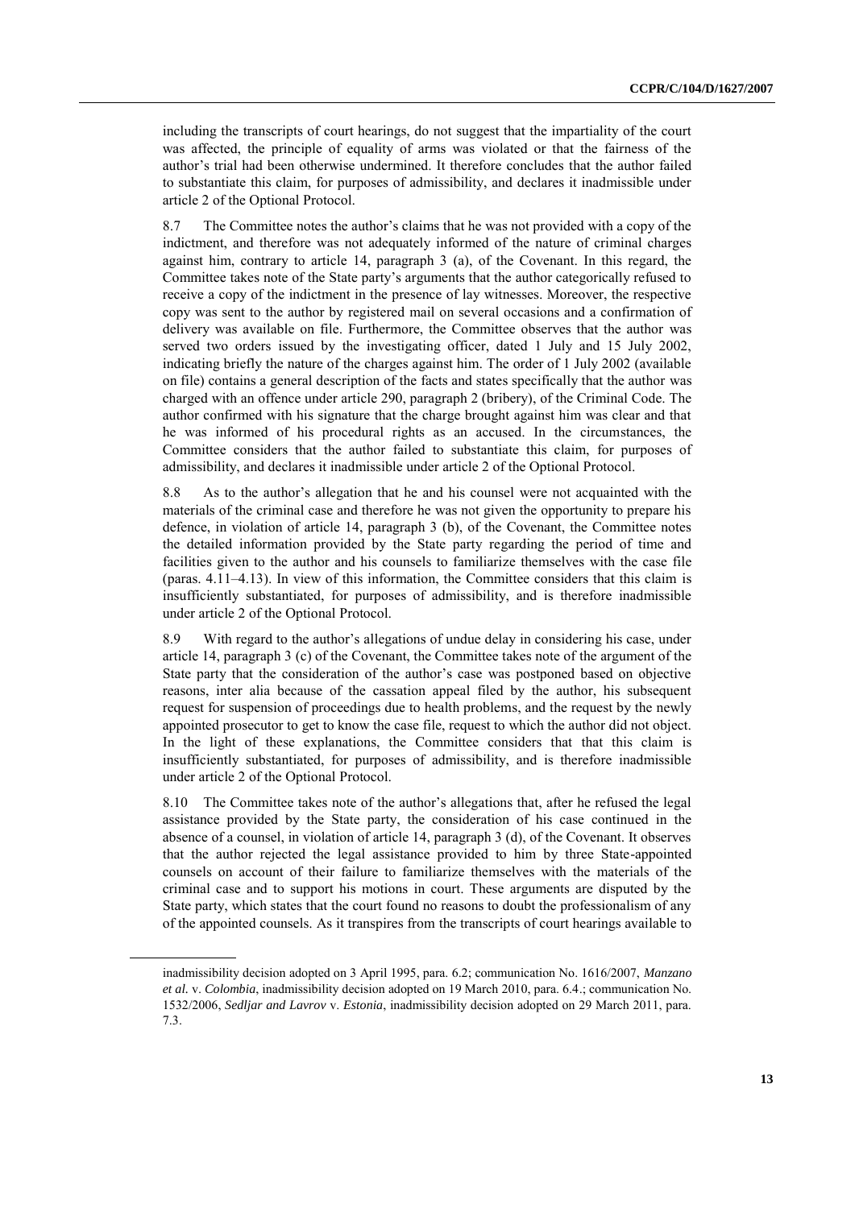including the transcripts of court hearings, do not suggest that the impartiality of the court was affected, the principle of equality of arms was violated or that the fairness of the author's trial had been otherwise undermined. It therefore concludes that the author failed to substantiate this claim, for purposes of admissibility, and declares it inadmissible under article 2 of the Optional Protocol.

8.7 The Committee notes the author's claims that he was not provided with a copy of the indictment, and therefore was not adequately informed of the nature of criminal charges against him, contrary to article 14, paragraph 3 (a), of the Covenant. In this regard, the Committee takes note of the State party's arguments that the author categorically refused to receive a copy of the indictment in the presence of lay witnesses. Moreover, the respective copy was sent to the author by registered mail on several occasions and a confirmation of delivery was available on file. Furthermore, the Committee observes that the author was served two orders issued by the investigating officer, dated 1 July and 15 July 2002, indicating briefly the nature of the charges against him. The order of 1 July 2002 (available on file) contains a general description of the facts and states specifically that the author was charged with an offence under article 290, paragraph 2 (bribery), of the Criminal Code. The author confirmed with his signature that the charge brought against him was clear and that he was informed of his procedural rights as an accused. In the circumstances, the Committee considers that the author failed to substantiate this claim, for purposes of admissibility, and declares it inadmissible under article 2 of the Optional Protocol.

8.8 As to the author's allegation that he and his counsel were not acquainted with the materials of the criminal case and therefore he was not given the opportunity to prepare his defence, in violation of article 14, paragraph 3 (b), of the Covenant, the Committee notes the detailed information provided by the State party regarding the period of time and facilities given to the author and his counsels to familiarize themselves with the case file (paras. 4.11–4.13). In view of this information, the Committee considers that this claim is insufficiently substantiated, for purposes of admissibility, and is therefore inadmissible under article 2 of the Optional Protocol.

8.9 With regard to the author's allegations of undue delay in considering his case, under article 14, paragraph 3 (c) of the Covenant, the Committee takes note of the argument of the State party that the consideration of the author's case was postponed based on objective reasons, inter alia because of the cassation appeal filed by the author, his subsequent request for suspension of proceedings due to health problems, and the request by the newly appointed prosecutor to get to know the case file, request to which the author did not object. In the light of these explanations, the Committee considers that that this claim is insufficiently substantiated, for purposes of admissibility, and is therefore inadmissible under article 2 of the Optional Protocol.

8.10 The Committee takes note of the author's allegations that, after he refused the legal assistance provided by the State party, the consideration of his case continued in the absence of a counsel, in violation of article 14, paragraph 3 (d), of the Covenant. It observes that the author rejected the legal assistance provided to him by three State-appointed counsels on account of their failure to familiarize themselves with the materials of the criminal case and to support his motions in court. These arguments are disputed by the State party, which states that the court found no reasons to doubt the professionalism of any of the appointed counsels. As it transpires from the transcripts of court hearings available to

---

inadmissibility decision adopted on 3 April 1995, para. 6.2; communication No. 1616/2007, *Manzano et al.* v. *Colombia*, inadmissibility decision adopted on 19 March 2010, para. 6.4.; communication No. 1532/2006, *Sedljar and Lavrov* v. *Estonia*, inadmissibility decision adopted on 29 March 2011, para. 7.3.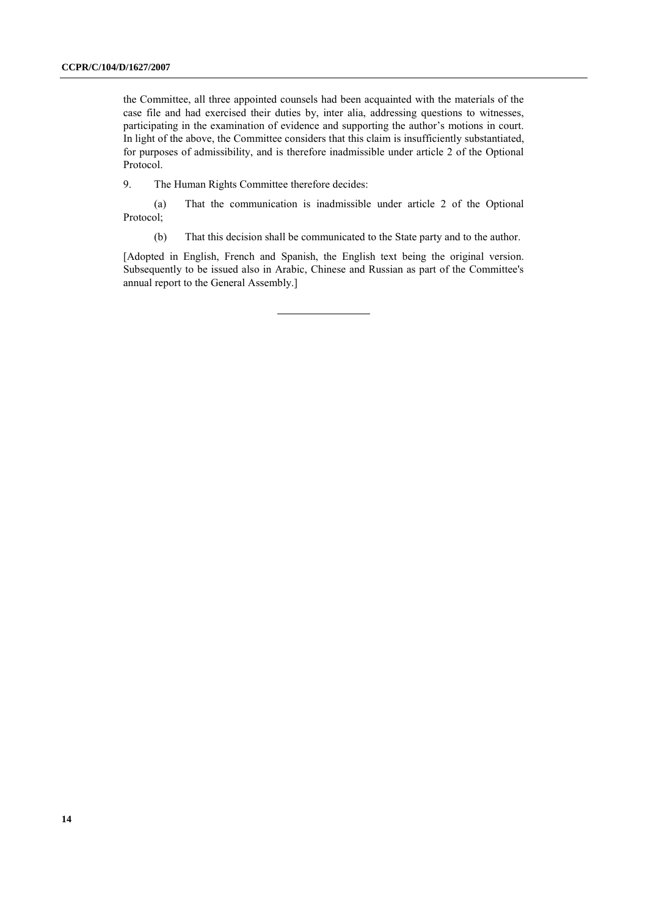the Committee, all three appointed counsels had been acquainted with the materials of the case file and had exercised their duties by, inter alia, addressing questions to witnesses, participating in the examination of evidence and supporting the author's motions in court. In light of the above, the Committee considers that this claim is insufficiently substantiated, for purposes of admissibility, and is therefore inadmissible under article 2 of the Optional Protocol.

9. The Human Rights Committee therefore decides:

(a) That the communication is inadmissible under article 2 of the Optional Protocol;

(b) That this decision shall be communicated to the State party and to the author.

[Adopted in English, French and Spanish, the English text being the original version. Subsequently to be issued also in Arabic, Chinese and Russian as part of the Committee's annual report to the General Assembly.]